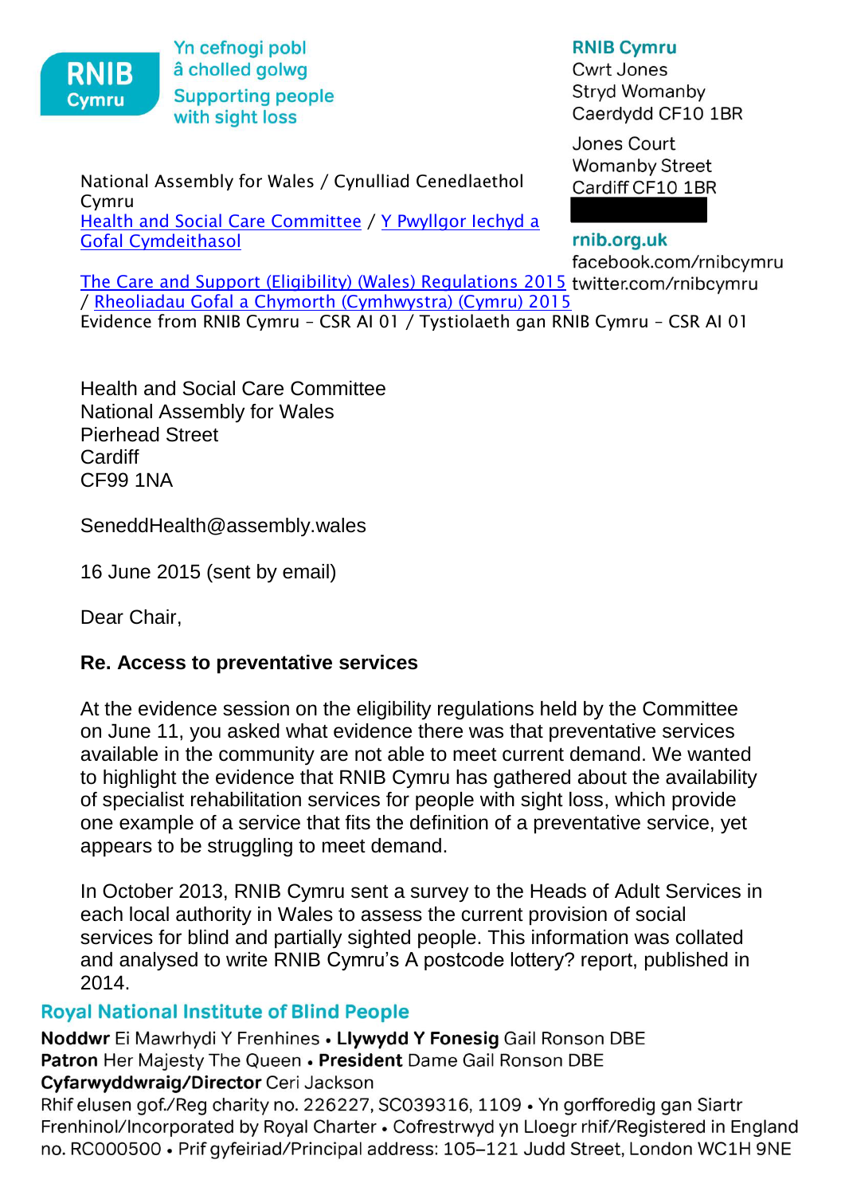RNIB Cymru

Yn cefnogi pobl â cholled golwg
Supporting people with sight loss

**RNIB Cymru**
Cwrt Jones
Stryd Womanby
Caerdydd CF10 1BR

Jones Court
Womanby Street
Cardiff CF10 1BR

**rnib.org.uk**
facebook.com/rnibcymru
twitter.com/rnibcymru

National Assembly for Wales / Cynulliad Cenedlaethol Cymru
Health and Social Care Committee / Y Pwyllgor Iechyd a Gofal Cymdeithasol
The Care and Support (Eligibility) (Wales) Regulations 2015 / Rheoliadau Gofal a Chymorth (Cymhwystra) (Cymru) 2015
Evidence from RNIB Cymru – CSR AI 01 / Tystiolaeth gan RNIB Cymru – CSR AI 01

Health and Social Care Committee
National Assembly for Wales
Pierhead Street
Cardiff
CF99 1NA

SeneddHealth@assembly.wales

16 June 2015 (sent by email)

Dear Chair,

**Re. Access to preventative services**

At the evidence session on the eligibility regulations held by the Committee on June 11, you asked what evidence there was that preventative services available in the community are not able to meet current demand. We wanted to highlight the evidence that RNIB Cymru has gathered about the availability of specialist rehabilitation services for people with sight loss, which provide one example of a service that fits the definition of a preventative service, yet appears to be struggling to meet demand.

In October 2013, RNIB Cymru sent a survey to the Heads of Adult Services in each local authority in Wales to assess the current provision of social services for blind and partially sighted people. This information was collated and analysed to write RNIB Cymru's A postcode lottery? report, published in 2014.

**Royal National Institute of Blind People**
**Noddwr** Ei Mawrhydi Y Frenhines • **Llywydd Y Fonesig** Gail Ronson DBE
**Patron** Her Majesty The Queen • **President** Dame Gail Ronson DBE
**Cyfarwyddwraig/Director** Ceri Jackson
Rhif elusen gof./Reg charity no. 226227, SC039316, 1109 • Yn gorfforedig gan Siartr Frenhinol/Incorporated by Royal Charter • Cofrestrwyd yn Lloegr rhif/Registered in England no. RC000500 • Prif gyfeiriad/Principal address: 105–121 Judd Street, London WC1H 9NE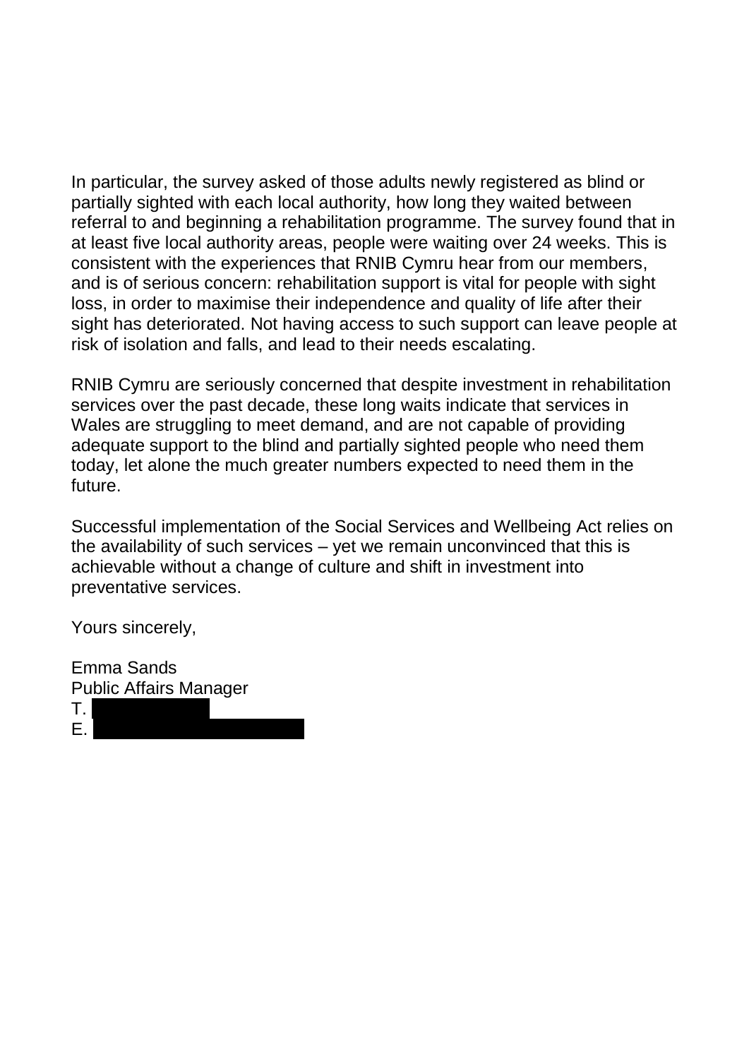In particular, the survey asked of those adults newly registered as blind or partially sighted with each local authority, how long they waited between referral to and beginning a rehabilitation programme. The survey found that in at least five local authority areas, people were waiting over 24 weeks. This is consistent with the experiences that RNIB Cymru hear from our members, and is of serious concern: rehabilitation support is vital for people with sight loss, in order to maximise their independence and quality of life after their sight has deteriorated. Not having access to such support can leave people at risk of isolation and falls, and lead to their needs escalating.

RNIB Cymru are seriously concerned that despite investment in rehabilitation services over the past decade, these long waits indicate that services in Wales are struggling to meet demand, and are not capable of providing adequate support to the blind and partially sighted people who need them today, let alone the much greater numbers expected to need them in the future.

Successful implementation of the Social Services and Wellbeing Act relies on the availability of such services – yet we remain unconvinced that this is achievable without a change of culture and shift in investment into preventative services.

Yours sincerely,

Emma Sands
Public Affairs Manager
T.
E.